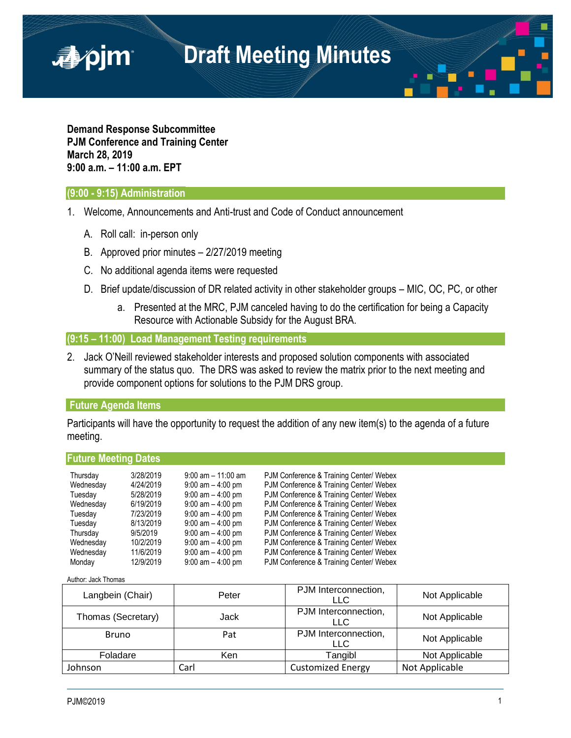# Draft Meeting Minutes

**Demand Response Subcommittee**
**PJM Conference and Training Center**
**March 28, 2019**
**9:00 a.m. – 11:00 a.m. EPT**

## (9:00 - 9:15) Administration

1. Welcome, Announcements and Anti-trust and Code of Conduct announcement

   A. Roll call: in-person only

   B. Approved prior minutes – 2/27/2019 meeting

   C. No additional agenda items were requested

   D. Brief update/discussion of DR related activity in other stakeholder groups – MIC, OC, PC, or other

      a. Presented at the MRC, PJM canceled having to do the certification for being a Capacity Resource with Actionable Subsidy for the August BRA.

## (9:15 – 11:00) Load Management Testing requirements

2. Jack O'Neill reviewed stakeholder interests and proposed solution components with associated summary of the status quo. The DRS was asked to review the matrix prior to the next meeting and provide component options for solutions to the PJM DRS group.

## Future Agenda Items

Participants will have the opportunity to request the addition of any new item(s) to the agenda of a future meeting.

## Future Meeting Dates

| | | | |
|---|---|---|---|
| Thursday | 3/28/2019 | 9:00 am – 11:00 am | PJM Conference & Training Center/ Webex |
| Wednesday | 4/24/2019 | 9:00 am – 4:00 pm | PJM Conference & Training Center/ Webex |
| Tuesday | 5/28/2019 | 9:00 am – 4:00 pm | PJM Conference & Training Center/ Webex |
| Wednesday | 6/19/2019 | 9:00 am – 4:00 pm | PJM Conference & Training Center/ Webex |
| Tuesday | 7/23/2019 | 9:00 am – 4:00 pm | PJM Conference & Training Center/ Webex |
| Tuesday | 8/13/2019 | 9:00 am – 4:00 pm | PJM Conference & Training Center/ Webex |
| Thursday | 9/5/2019 | 9:00 am – 4:00 pm | PJM Conference & Training Center/ Webex |
| Wednesday | 10/2/2019 | 9:00 am – 4:00 pm | PJM Conference & Training Center/ Webex |
| Wednesday | 11/6/2019 | 9:00 am – 4:00 pm | PJM Conference & Training Center/ Webex |
| Monday | 12/9/2019 | 9:00 am – 4:00 pm | PJM Conference & Training Center/ Webex |

Author: Jack Thomas

| | | | |
|---|---|---|---|
| Langbein (Chair) | Peter | PJM Interconnection, LLC | Not Applicable |
| Thomas (Secretary) | Jack | PJM Interconnection, LLC | Not Applicable |
| Bruno | Pat | PJM Interconnection, LLC | Not Applicable |
| Foladare | Ken | Tangibl | Not Applicable |
| Johnson | Carl | Customized Energy | Not Applicable |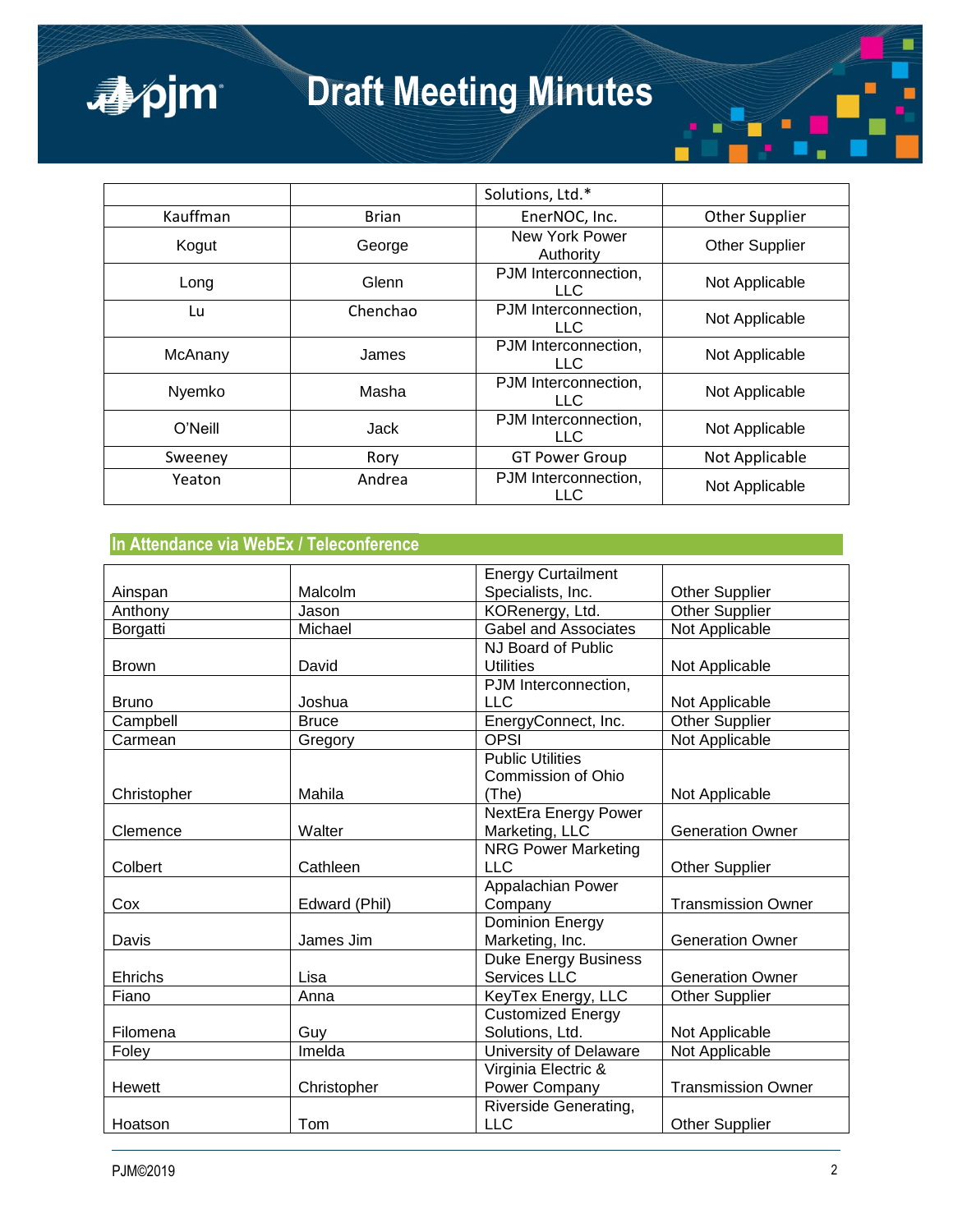| | | | |
|---|---|---|---|
| | | Solutions, Ltd.* | |
| Kauffman | Brian | EnerNOC, Inc. | Other Supplier |
| Kogut | George | New York Power Authority | Other Supplier |
| Long | Glenn | PJM Interconnection, LLC | Not Applicable |
| Lu | Chenchao | PJM Interconnection, LLC | Not Applicable |
| McAnany | James | PJM Interconnection, LLC | Not Applicable |
| Nyemko | Masha | PJM Interconnection, LLC | Not Applicable |
| O'Neill | Jack | PJM Interconnection, LLC | Not Applicable |
| Sweeney | Rory | GT Power Group | Not Applicable |
| Yeaton | Andrea | PJM Interconnection, LLC | Not Applicable |

## In Attendance via WebEx / Teleconference

| | | | |
|---|---|---|---|
| Ainspan | Malcolm | Energy Curtailment Specialists, Inc. | Other Supplier |
| Anthony | Jason | KORenergy, Ltd. | Other Supplier |
| Borgatti | Michael | Gabel and Associates | Not Applicable |
| Brown | David | NJ Board of Public Utilities | Not Applicable |
| Bruno | Joshua | PJM Interconnection, LLC | Not Applicable |
| Campbell | Bruce | EnergyConnect, Inc. | Other Supplier |
| Carmean | Gregory | OPSI | Not Applicable |
| Christopher | Mahila | Public Utilities Commission of Ohio (The) | Not Applicable |
| Clemence | Walter | NextEra Energy Power Marketing, LLC | Generation Owner |
| Colbert | Cathleen | NRG Power Marketing LLC | Other Supplier |
| Cox | Edward (Phil) | Appalachian Power Company | Transmission Owner |
| Davis | James Jim | Dominion Energy Marketing, Inc. | Generation Owner |
| Ehrichs | Lisa | Duke Energy Business Services LLC | Generation Owner |
| Fiano | Anna | KeyTex Energy, LLC | Other Supplier |
| Filomena | Guy | Customized Energy Solutions, Ltd. | Not Applicable |
| Foley | Imelda | University of Delaware | Not Applicable |
| Hewett | Christopher | Virginia Electric & Power Company | Transmission Owner |
| Hoatson | Tom | Riverside Generating, LLC | Other Supplier |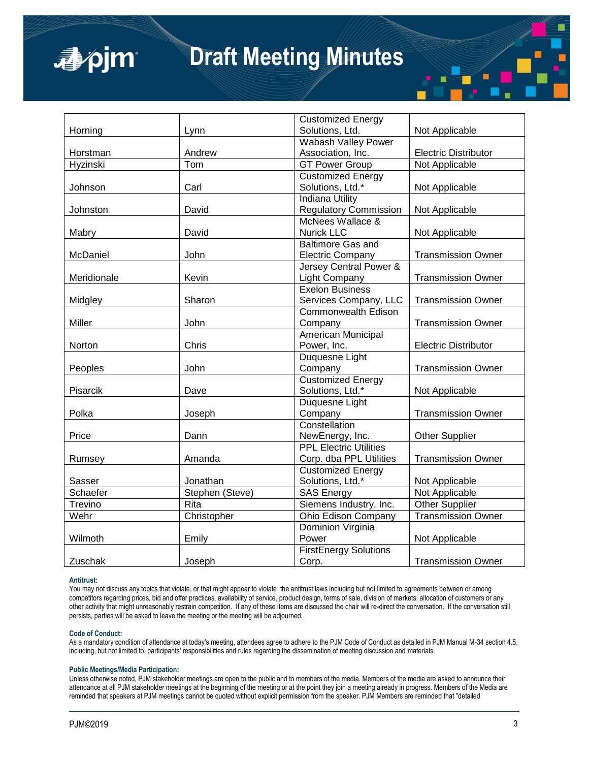| | | | |
|---|---|---|---|
| Horning | Lynn | Customized Energy Solutions, Ltd. | Not Applicable |
| Horstman | Andrew | Wabash Valley Power Association, Inc. | Electric Distributor |
| Hyzinski | Tom | GT Power Group | Not Applicable |
| Johnson | Carl | Customized Energy Solutions, Ltd.* | Not Applicable |
| Johnston | David | Indiana Utility Regulatory Commission | Not Applicable |
| Mabry | David | McNees Wallace & Nurick LLC | Not Applicable |
| McDaniel | John | Baltimore Gas and Electric Company | Transmission Owner |
| Meridionale | Kevin | Jersey Central Power & Light Company | Transmission Owner |
| Midgley | Sharon | Exelon Business Services Company, LLC | Transmission Owner |
| Miller | John | Commonwealth Edison Company | Transmission Owner |
| Norton | Chris | American Municipal Power, Inc. | Electric Distributor |
| Peoples | John | Duquesne Light Company | Transmission Owner |
| Pisarcik | Dave | Customized Energy Solutions, Ltd.* | Not Applicable |
| Polka | Joseph | Duquesne Light Company | Transmission Owner |
| Price | Dann | Constellation NewEnergy, Inc. | Other Supplier |
| Rumsey | Amanda | PPL Electric Utilities Corp. dba PPL Utilities | Transmission Owner |
| Sasser | Jonathan | Customized Energy Solutions, Ltd.* | Not Applicable |
| Schaefer | Stephen (Steve) | SAS Energy | Not Applicable |
| Trevino | Rita | Siemens Industry, Inc. | Other Supplier |
| Wehr | Christopher | Ohio Edison Company | Transmission Owner |
| Wilmoth | Emily | Dominion Virginia Power | Not Applicable |
| Zuschak | Joseph | FirstEnergy Solutions Corp. | Transmission Owner |

**Antitrust:**

You may not discuss any topics that violate, or that might appear to violate, the antitrust laws including but not limited to agreements between or among competitors regarding prices, bid and offer practices, availability of service, product design, terms of sale, division of markets, allocation of customers or any other activity that might unreasonably restrain competition. If any of these items are discussed the chair will re-direct the conversation. If the conversation still persists, parties will be asked to leave the meeting or the meeting will be adjourned.

**Code of Conduct:**

As a mandatory condition of attendance at today's meeting, attendees agree to adhere to the PJM Code of Conduct as detailed in PJM Manual M-34 section 4.5, including, but not limited to, participants' responsibilities and rules regarding the dissemination of meeting discussion and materials.

**Public Meetings/Media Participation:**

Unless otherwise noted, PJM stakeholder meetings are open to the public and to members of the media. Members of the media are asked to announce their attendance at all PJM stakeholder meetings at the beginning of the meeting or at the point they join a meeting already in progress. Members of the Media are reminded that speakers at PJM meetings cannot be quoted without explicit permission from the speaker. PJM Members are reminded that "detailed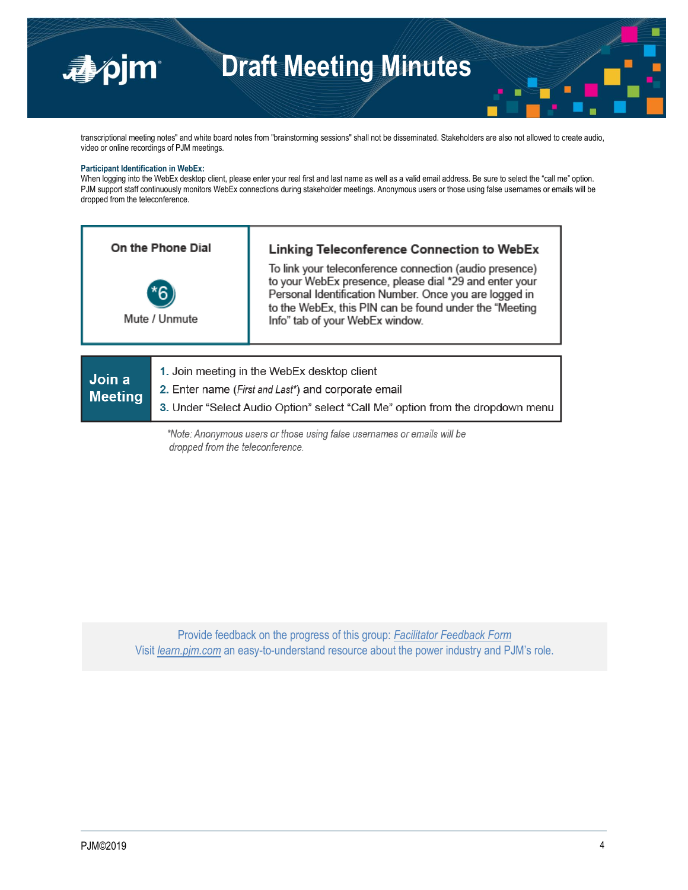transcriptional meeting notes" and white board notes from "brainstorming sessions" shall not be disseminated. Stakeholders are also not allowed to create audio, video or online recordings of PJM meetings.

**Participant Identification in WebEx:**

When logging into the WebEx desktop client, please enter your real first and last name as well as a valid email address. Be sure to select the "call me" option. PJM support staff continuously monitors WebEx connections during stakeholder meetings. Anonymous users or those using false usernames or emails will be dropped from the teleconference.

| On the Phone Dial | Linking Teleconference Connection to WebEx |
| --- | --- |
| *6 Mute / Unmute | To link your teleconference connection (audio presence) to your WebEx presence, please dial *29 and enter your Personal Identification Number. Once you are logged in to the WebEx, this PIN can be found under the "Meeting Info" tab of your WebEx window. |

**Join a Meeting**

1. Join meeting in the WebEx desktop client
2. Enter name (*First and Last**) and corporate email
3. Under "Select Audio Option" select "Call Me" option from the dropdown menu

*\*Note: Anonymous users or those using false usernames or emails will be dropped from the teleconference.*

Provide feedback on the progress of this group: *Facilitator Feedback Form*

Visit *learn.pjm.com* an easy-to-understand resource about the power industry and PJM's role.